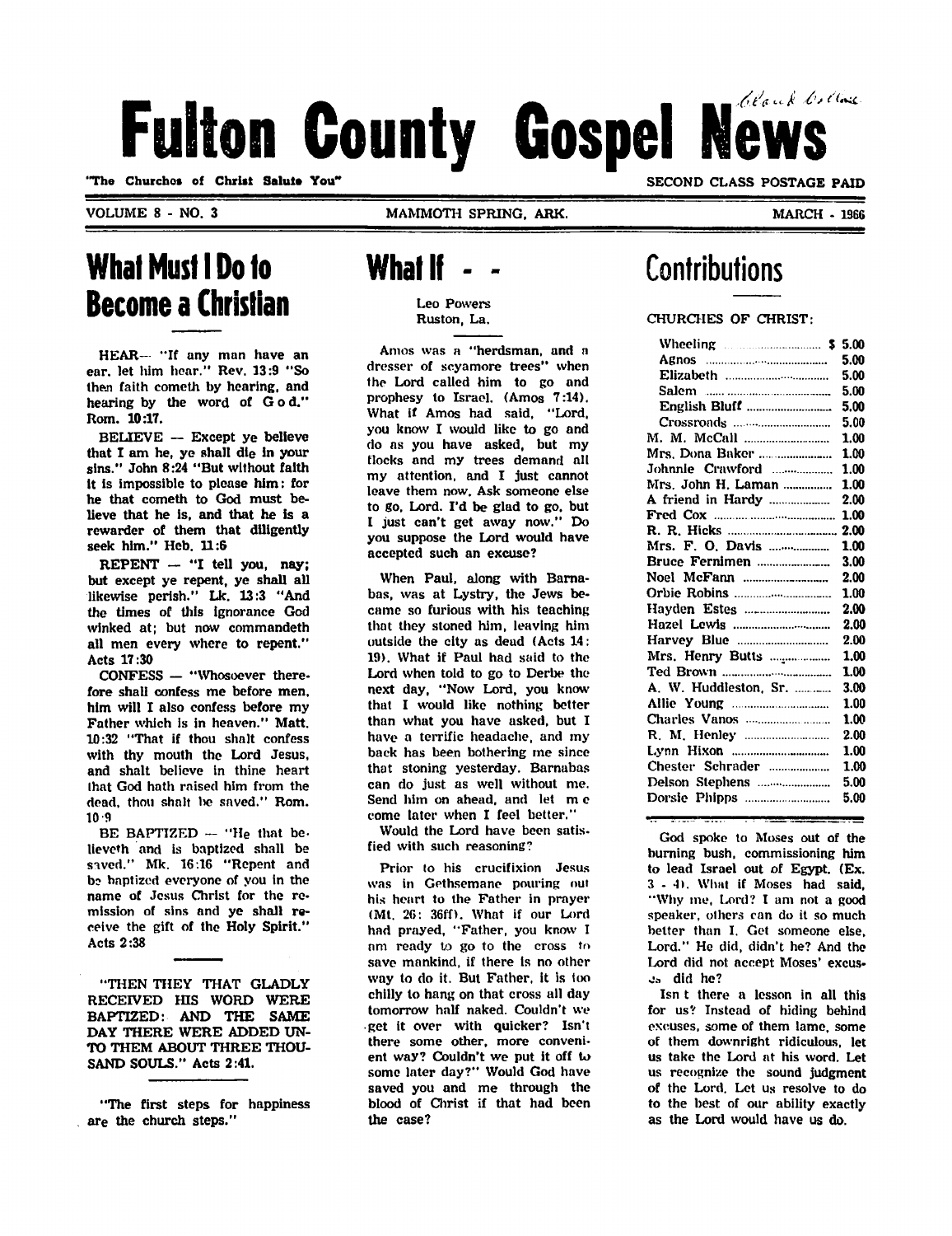# Fulton County Gospel News

"The Churches of Christ Salute You" — SECOND CLASS POSTAGE PAID

VOLUME 8 - NO. 3 — MAMMOTH SPRING, ARK. — MARCH - 1966

## What Must I Do to Become a Christian

HEAR— "If any man have an ear, let him hear." Rev. 13:9 "So then faith cometh by hearing, and hearing by the word of God." Rom. 10:17.

BELIEVE — Except ye believe that I am he, ye shall die in your sins." John 8:24 "But without faith it is impossible to please him: for he that cometh to God must believe that he is, and that he is a rewarder of them that diligently seek him." Heb. 11:6

REPENT — "I tell you, nay; but except ye repent, ye shall all likewise perish." Lk. 13:3 "And the times of this ignorance God winked at; but now commandeth all men every where to repent." Acts 17:30

CONFESS — "Whosoever therefore shall confess me before men, him will I also confess before my Father which is in heaven." Matt. 10:32 "That if thou shalt confess with thy mouth the Lord Jesus, and shalt believe in thine heart that God hath raised him from the dead, thou shalt be saved." Rom. 10:9

BE BAPTIZED — "He that believeth and is baptized shall be saved." Mk. 16:16 "Repent and be baptized everyone of you in the name of Jesus Christ for the remission of sins and ye shall receive the gift of the Holy Spirit." Acts 2:38

"THEN THEY THAT GLADLY RECEIVED HIS WORD WERE BAPTIZED: AND THE SAME DAY THERE WERE ADDED UNTO THEM ABOUT THREE THOUSAND SOULS." Acts 2:41.

"The first steps for happiness are the church steps."

## What If - -

Leo Powers
Ruston, La.

Amos was a "herdsman, and a dresser of scyamore trees" when the Lord called him to go and prophesy to Israel. (Amos 7:14). What if Amos had said, "Lord, you know I would like to go and do as you have asked, but my flocks and my trees demand all my attention, and I just cannot leave them now. Ask someone else to go, Lord. I'd be glad to go, but I just can't get away now." Do you suppose the Lord would have accepted such an excuse?

When Paul, along with Barnabas, was at Lystry, the Jews became so furious with his teaching that they stoned him, leaving him outside the city as dead (Acts 14:19). What if Paul had said to the Lord when told to go to Derbe the next day, "Now Lord, you know that I would like nothing better than what you have asked, but I have a terrific headache, and my back has been bothering me since that stoning yesterday. Barnabas can do just as well without me. Send him on ahead, and let me come later when I feel better."

Would the Lord have been satisfied with such reasoning?

Prior to his crucifixion Jesus was in Gethsemane pouring out his heart to the Father in prayer (Mt. 26: 36ff). What if our Lord had prayed, "Father, you know I am ready to go to the cross to save mankind, if there is no other way to do it. But Father, it is too chilly to hang on that cross all day tomorrow half naked. Couldn't we get it over with quicker? Isn't there some other, more convenient way? Couldn't we put it off to some later day?" Would God have saved you and me through the blood of Christ if that had been the case?

God spoke to Moses out of the burning bush, commissioning him to lead Israel out of Egypt. (Ex. 3 - 4). What if Moses had said, "Why me, Lord? I am not a good speaker, others can do it so much better than I. Get someone else, Lord." He did, didn't he? And the Lord did not accept Moses' excuses did he?

Isn t there a lesson in all this for us? Instead of hiding behind excuses, some of them lame, some of them downright ridiculous, let us take the Lord at his word. Let us recognize the sound judgment of the Lord. Let us resolve to do to the best of our ability exactly as the Lord would have us do.

## Contributions

CHURCHES OF CHRIST:

| | |
|---|---|
| Wheeling | $ 5.00 |
| Agnos | 5.00 |
| Elizabeth | 5.00 |
| Salem | 5.00 |
| English Bluff | 5.00 |
| Crossroads | 5.00 |
| M. M. McCall | 1.00 |
| Mrs. Dona Baker | 1.00 |
| Johnnie Crawford | 1.00 |
| Mrs. John H. Laman | 1.00 |
| A friend in Hardy | 2.00 |
| Fred Cox | 1.00 |
| R. R. Hicks | 2.00 |
| Mrs. F. O. Davis | 1.00 |
| Bruce Fernimen | 3.00 |
| Noel McFann | 2.00 |
| Orbie Robins | 1.00 |
| Hayden Estes | 2.00 |
| Hazel Lewis | 2.00 |
| Harvey Blue | 2.00 |
| Mrs. Henry Butts | 1.00 |
| Ted Brown | 1.00 |
| A. W. Huddleston, Sr. | 3.00 |
| Allie Young | 1.00 |
| Charles Vanos | 1.00 |
| R. M. Henley | 2.00 |
| Lynn Hixon | 1.00 |
| Chester Schrader | 1.00 |
| Delson Stephens | 5.00 |
| Dorsie Phipps | 5.00 |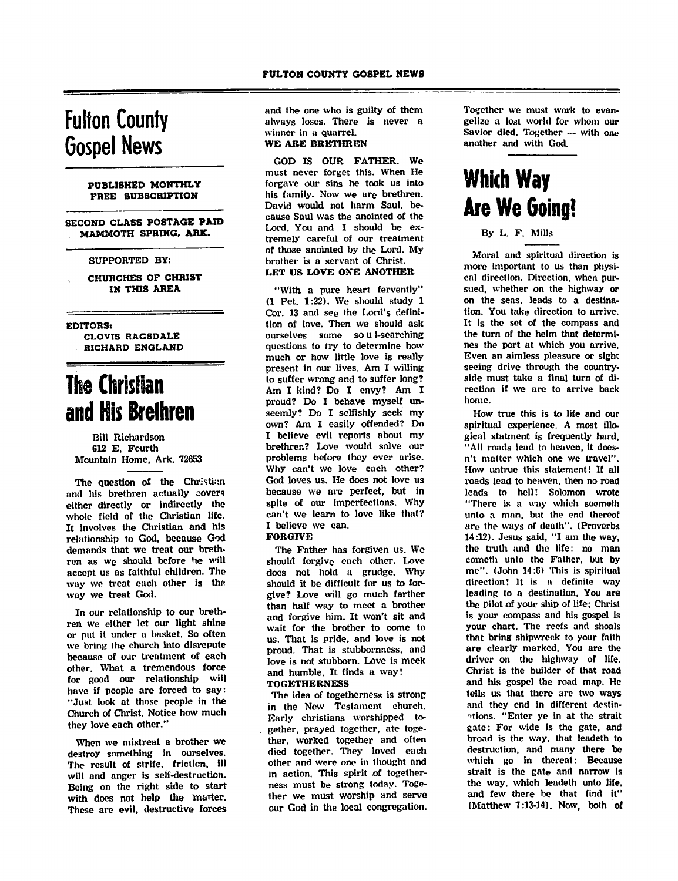# Fulton County Gospel News

**PUBLISHED MONTHLY**
**FREE SUBSCRIPTION**

**SECOND CLASS POSTAGE PAID**
**MAMMOTH SPRING, ARK.**

SUPPORTED BY:

**CHURCHES OF CHRIST IN THIS AREA**

**EDITORS:**
**CLOVIS RAGSDALE**
**RICHARD ENGLAND**

# The Christian and His Brethren

Bill Richardson
612 E. Fourth
Mountain Home, Ark. 72653

The question of the Christian and his brethren actually covers either directly or indirectly the whole field of the Christian life. It involves the Christian and his relationship to God, because God demands that we treat our brethren as we should before he will accept us as faithful children. The way we treat each other is the way we treat God.

In our relationship to our brethren we either let our light shine or put it under a basket. So often we bring the church into disrepute because of our treatment of each other. What a tremendous force for good our relationship will have if people are forced to say: "Just look at those people in the Church of Christ. Notice how much they love each other."

When we mistreat a brother we destroy something in ourselves. The result of strife, friction, ill will and anger is self-destruction. Being on the right side to start with does not help the matter. These are evil, destructive forces and the one who is guilty of them always loses. There is never a winner in a quarrel.

**WE ARE BRETHREN**

GOD IS OUR FATHER. We must never forget this. When He forgave our sins he took us into his family. Now we are brethren. David would not harm Saul, because Saul was the anointed of the Lord. You and I should be extremely careful of our treatment of those anointed by the Lord. My brother is a servant of Christ.

**LET US LOVE ONE ANOTHER**

"With a pure heart fervently" (1 Pet. 1:22). We should study 1 Cor. 13 and see the Lord's definition of love. Then we should ask ourselves some soul-searching questions to try to determine how much or how little love is really present in our lives. Am I willing to suffer wrong and to suffer long? Am I kind? Do I envy? Am I proud? Do I behave myself unseemly? Do I selfishly seek my own? Am I easily offended? Do I believe evil reports about my brethren? Love would solve our problems before they ever arise. Why can't we love each other? God loves us. He does not love us because we are perfect, but in spite of our imperfections. Why can't we learn to love like that? I believe we can.

**FORGIVE**

The Father has forgiven us. We should forgive each other. Love does not hold a grudge. Why should it be difficult for us to forgive? Love will go much farther than half way to meet a brother and forgive him. It won't sit and wait for the brother to come to us. That is pride, and love is not proud. That is stubbornness, and love is not stubborn. Love is meek and humble. It finds a way!

**TOGETHERNESS**

The idea of togetherness is strong in the New Testament church. Early christians worshipped together, prayed together, ate together, worked together and often died together. They loved each other and were one in thought and in action. This spirit of togetherness must be strong today. Together we must worship and serve our God in the local congregation. Together we must work to evangelize a lost world for whom our Savior died. Together — with one another and with God.

# Which Way Are We Going!

By L. F. Mills

Moral and spiritual direction is more important to us than physical direction. Direction, when pursued, whether on the highway or on the seas, leads to a destination. You take direction to arrive. It is the set of the compass and the turn of the helm that determines the port at which you arrive. Even an aimless pleasure or sight seeing drive through the countryside must take a final turn of direction if we are to arrive back home.

How true this is to life and our spiritual experience. A most illogical statment is frequently hard, "All roads lead to heaven, it doesn't matter which one we travel". How untrue this statement! If all roads lead to heaven, then no road leads to hell! Solomon wrote "There is a way which seemeth unto a man, but the end thereof are the ways of death". (Proverbs 14:12). Jesus said, "I am the way, the truth and the life: no man cometh unto the Father, but by me". (John 14:6) This is spiritual direction! It is a definite way leading to a destination. You are the pilot of your ship of life; Christ is your compass and his gospel is your chart. The reefs and shoals that bring shipwreck to your faith are clearly marked. You are the driver on the highway of life. Christ is the builder of that road and his gospel the road map. He tells us that there are two ways and they end in different destinations. "Enter ye in at the strait gate: For wide is the gate, and broad is the way, that leadeth to destruction, and many there be which go in thereat: Because strait is the gate and narrow is the way, which leadeth unto life, and few there be that find it" (Matthew 7:13-14). Now, both of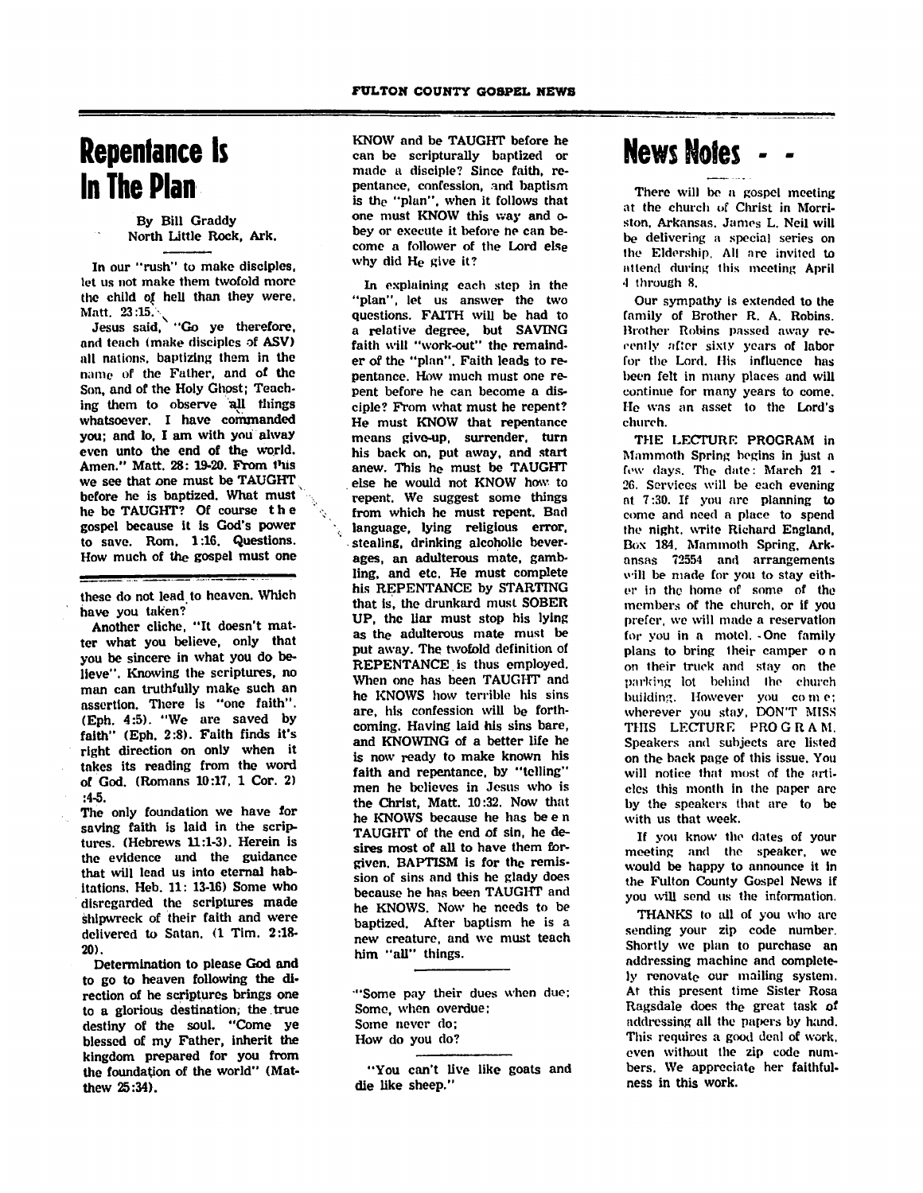# Repentance Is In The Plan

By Bill Graddy
North Little Rock, Ark.

In our "rush" to make disciples, let us not make them twofold more the child of hell than they were. Matt. 23:15.

Jesus said, "Go ye therefore, and teach (make disciples of ASV) all nations, baptizing them in the name of the Father, and of the Son, and of the Holy Ghost; Teaching them to observe all things whatsoever. I have commanded you; and lo, I am with you alway even unto the end of the world. Amen." Matt. 28: 19-20. From this we see that one must be TAUGHT before he is baptized. What must he be TAUGHT? Of course the gospel because it is God's power to save. Rom. 1:16. Questions. How much of the gospel must one KNOW and be TAUGHT before he can be scripturally baptized or made a disciple? Since faith, repentance, confession, and baptism is the "plan", when it follows that one must KNOW this way and obey or execute it before he can become a follower of the Lord else why did He give it?

In explaining each step in the "plan", let us answer the two questions. FAITH will be had to a relative degree, but SAVING faith will "work-out" the remainder of the "plan". Faith leads to repentance. How much must one repent before he can become a disciple? From what must he repent? He must KNOW that repentance means give-up, surrender, turn his back on, put away, and start anew. This he must be TAUGHT else he would not KNOW how to repent. We suggest some things from which he must repent. Bad language, lying religious error, stealing, drinking alcoholic beverages, an adulterous mate, gambling, and etc. He must complete his REPENTANCE by STARTING that is, the drunkard must SOBER UP, the liar must stop his lying as the adulterous mate must be put away. The twofold definition of REPENTANCE is thus employed. When one has been TAUGHT and he KNOWS how terrible his sins are, his confession will be forthcoming. Having laid his sins bare, and KNOWING of a better life he is now ready to make known his faith and repentance, by "telling" men he believes in Jesus who is the Christ, Matt. 10:32. Now that he KNOWS because he has been TAUGHT of the end of sin, he desires most of all to have them forgiven. BAPTISM is for the remission of sins and this he glady does because he has been TAUGHT and he KNOWS. Now he needs to be baptized. After baptism he is a new creature, and we must teach him "all" things.

---

these do not lead to heaven. Which have you taken?

Another cliche, "It doesn't matter what you believe, only that you be sincere in what you do believe". Knowing the scriptures, no man can truthfully make such an assertion. There is "one faith". (Eph. 4:5). "We are saved by faith" (Eph. 2:8). Faith finds it's right direction on only when it takes its reading from the word of God. (Romans 10:17, 1 Cor. 2) :4-5.

The only foundation we have for saving faith is laid in the scriptures. (Hebrews 11:1-3). Herein is the evidence and the guidance that will lead us into eternal habitations. Heb. 11: 13-16) Some who disregarded the scriptures made shipwreck of their faith and were delivered to Satan. (1 Tim. 2:18-20).

Determination to please God and to go to heaven following the direction of he scriptures brings one to a glorious destination, the true destiny of the soul. "Come ye blessed of my Father, inherit the kingdom prepared for you from the foundation of the world" (Matthew 25:34).

---

"Some pay their dues when due;
Some, when overdue;
Some never do;
How do you do?

---

"You can't live like goats and die like sheep."

# News Notes - -

There will be a gospel meeting at the church of Christ in Morriston, Arkansas. James L. Neil will be delivering a special series on the Eldership. All are invited to attend during this meeting April 4 through 8.

Our sympathy is extended to the family of Brother R. A. Robins. Brother Robins passed away recently after sixty years of labor for the Lord. His influence has been felt in many places and will continue for many years to come. He was an asset to the Lord's church.

THE LECTURE PROGRAM in Mammoth Spring begins in just a few days. The date: March 21 - 26. Services will be each evening at 7:30. If you are planning to come and need a place to spend the night, write Richard England, Box 184, Mammoth Spring, Arkansas 72554 and arrangements will be made for you to stay either in the home of some of the members of the church, or if you prefer, we will made a reservation for you in a motel. One family plans to bring their camper on on their truck and stay on the parking lot behind the church building. However you come; wherever you stay, DON'T MISS THIS LECTURE PROGRAM. Speakers and subjects are listed on the back page of this issue. You will notice that most of the articles this month in the paper are by the speakers that are to be with us that week.

If you know the dates of your meeting and the speaker, we would be happy to announce it in the Fulton County Gospel News if you will send us the information.

THANKS to all of you who are sending your zip code number. Shortly we plan to purchase an addressing machine and completely renovate our mailing system. At this present time Sister Rosa Ragsdale does the great task of addressing all the papers by hand. This requires a good deal of work, even without the zip code numbers. We appreciate her faithfulness in this work.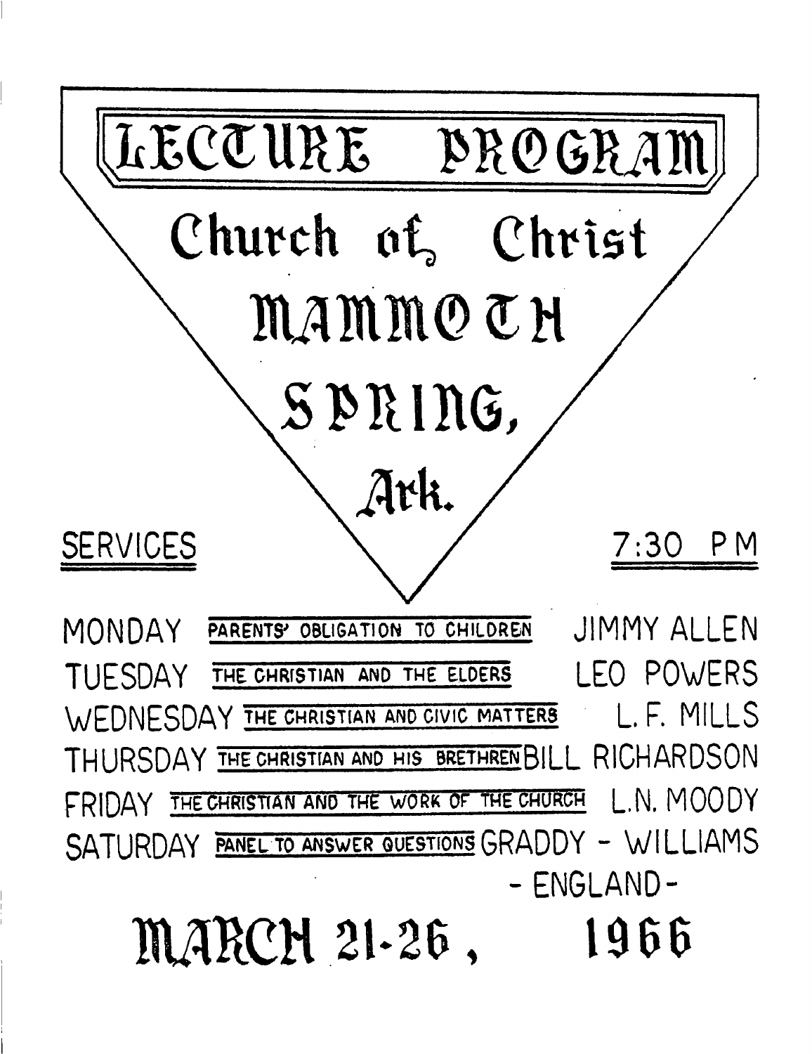# LECTURE PROGRAM

## Church of Christ

## MAMMOTH SPRING, Ark.

SERVICES 7:30 PM

| | | |
|---|---|---|
| MONDAY | PARENTS' OBLIGATION TO CHILDREN | JIMMY ALLEN |
| TUESDAY | THE CHRISTIAN AND THE ELDERS | LEO POWERS |
| WEDNESDAY | THE CHRISTIAN AND CIVIC MATTERS | L. F. MILLS |
| THURSDAY | THE CHRISTIAN AND HIS BRETHREN | BILL RICHARDSON |
| FRIDAY | THE CHRISTIAN AND THE WORK OF THE CHURCH | L.N. MOODY |
| SATURDAY | PANEL TO ANSWER QUESTIONS | GRADDY - WILLIAMS - ENGLAND - |

## MARCH 21-26, 1966